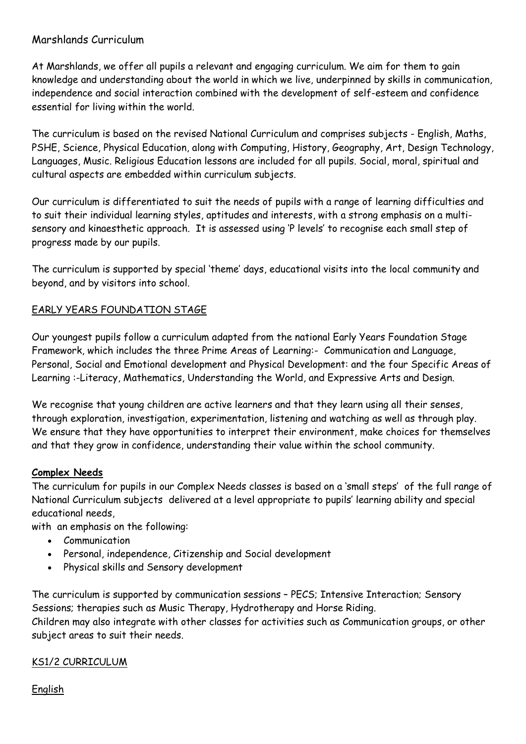# Marshlands Curriculum

At Marshlands, we offer all pupils a relevant and engaging curriculum. We aim for them to gain knowledge and understanding about the world in which we live, underpinned by skills in communication, independence and social interaction combined with the development of self-esteem and confidence essential for living within the world.

The curriculum is based on the revised National Curriculum and comprises subjects - English, Maths, PSHE, Science, Physical Education, along with Computing, History, Geography, Art, Design Technology, Languages, Music. Religious Education lessons are included for all pupils. Social, moral, spiritual and cultural aspects are embedded within curriculum subjects.

Our curriculum is differentiated to suit the needs of pupils with a range of learning difficulties and to suit their individual learning styles, aptitudes and interests, with a strong emphasis on a multi-sensory and kinaesthetic approach. It is assessed using 'P levels' to recognise each small step of progress made by our pupils.

The curriculum is supported by special 'theme' days, educational visits into the local community and beyond, and by visitors into school.

## EARLY YEARS FOUNDATION STAGE

Our youngest pupils follow a curriculum adapted from the national Early Years Foundation Stage Framework, which includes the three Prime Areas of Learning:- Communication and Language, Personal, Social and Emotional development and Physical Development: and the four Specific Areas of Learning :-Literacy, Mathematics, Understanding the World, and Expressive Arts and Design.

We recognise that young children are active learners and that they learn using all their senses, through exploration, investigation, experimentation, listening and watching as well as through play. We ensure that they have opportunities to interpret their environment, make choices for themselves and that they grow in confidence, understanding their value within the school community.

## **Complex Needs**

The curriculum for pupils in our Complex Needs classes is based on a 'small steps' of the full range of National Curriculum subjects delivered at a level appropriate to pupils' learning ability and special educational needs,

with an emphasis on the following:

- Communication
- Personal, independence, Citizenship and Social development
- Physical skills and Sensory development

The curriculum is supported by communication sessions – PECS; Intensive Interaction; Sensory Sessions; therapies such as Music Therapy, Hydrotherapy and Horse Riding.

Children may also integrate with other classes for activities such as Communication groups, or other subject areas to suit their needs.

## KS1/2 CURRICULUM

### English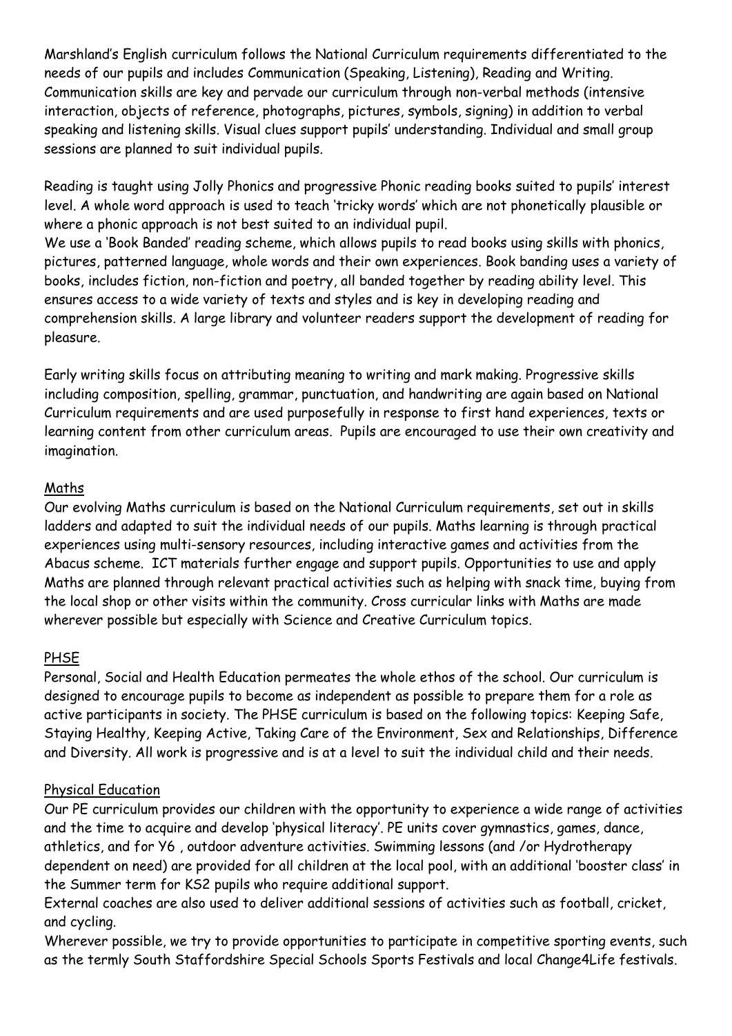Marshland's English curriculum follows the National Curriculum requirements differentiated to the needs of our pupils and includes Communication (Speaking, Listening), Reading and Writing. Communication skills are key and pervade our curriculum through non-verbal methods (intensive interaction, objects of reference, photographs, pictures, symbols, signing) in addition to verbal speaking and listening skills. Visual clues support pupils' understanding. Individual and small group sessions are planned to suit individual pupils.

Reading is taught using Jolly Phonics and progressive Phonic reading books suited to pupils' interest level. A whole word approach is used to teach 'tricky words' which are not phonetically plausible or where a phonic approach is not best suited to an individual pupil.
We use a 'Book Banded' reading scheme, which allows pupils to read books using skills with phonics, pictures, patterned language, whole words and their own experiences. Book banding uses a variety of books, includes fiction, non-fiction and poetry, all banded together by reading ability level. This ensures access to a wide variety of texts and styles and is key in developing reading and comprehension skills. A large library and volunteer readers support the development of reading for pleasure.

Early writing skills focus on attributing meaning to writing and mark making. Progressive skills including composition, spelling, grammar, punctuation, and handwriting are again based on National Curriculum requirements and are used purposefully in response to first hand experiences, texts or learning content from other curriculum areas. Pupils are encouraged to use their own creativity and imagination.

## Maths

Our evolving Maths curriculum is based on the National Curriculum requirements, set out in skills ladders and adapted to suit the individual needs of our pupils. Maths learning is through practical experiences using multi-sensory resources, including interactive games and activities from the Abacus scheme. ICT materials further engage and support pupils. Opportunities to use and apply Maths are planned through relevant practical activities such as helping with snack time, buying from the local shop or other visits within the community. Cross curricular links with Maths are made wherever possible but especially with Science and Creative Curriculum topics.

## PHSE

Personal, Social and Health Education permeates the whole ethos of the school. Our curriculum is designed to encourage pupils to become as independent as possible to prepare them for a role as active participants in society. The PHSE curriculum is based on the following topics: Keeping Safe, Staying Healthy, Keeping Active, Taking Care of the Environment, Sex and Relationships, Difference and Diversity. All work is progressive and is at a level to suit the individual child and their needs.

## Physical Education

Our PE curriculum provides our children with the opportunity to experience a wide range of activities and the time to acquire and develop 'physical literacy'. PE units cover gymnastics, games, dance, athletics, and for Y6 , outdoor adventure activities. Swimming lessons (and /or Hydrotherapy dependent on need) are provided for all children at the local pool, with an additional 'booster class' in the Summer term for KS2 pupils who require additional support.
External coaches are also used to deliver additional sessions of activities such as football, cricket, and cycling.
Wherever possible, we try to provide opportunities to participate in competitive sporting events, such as the termly South Staffordshire Special Schools Sports Festivals and local Change4Life festivals.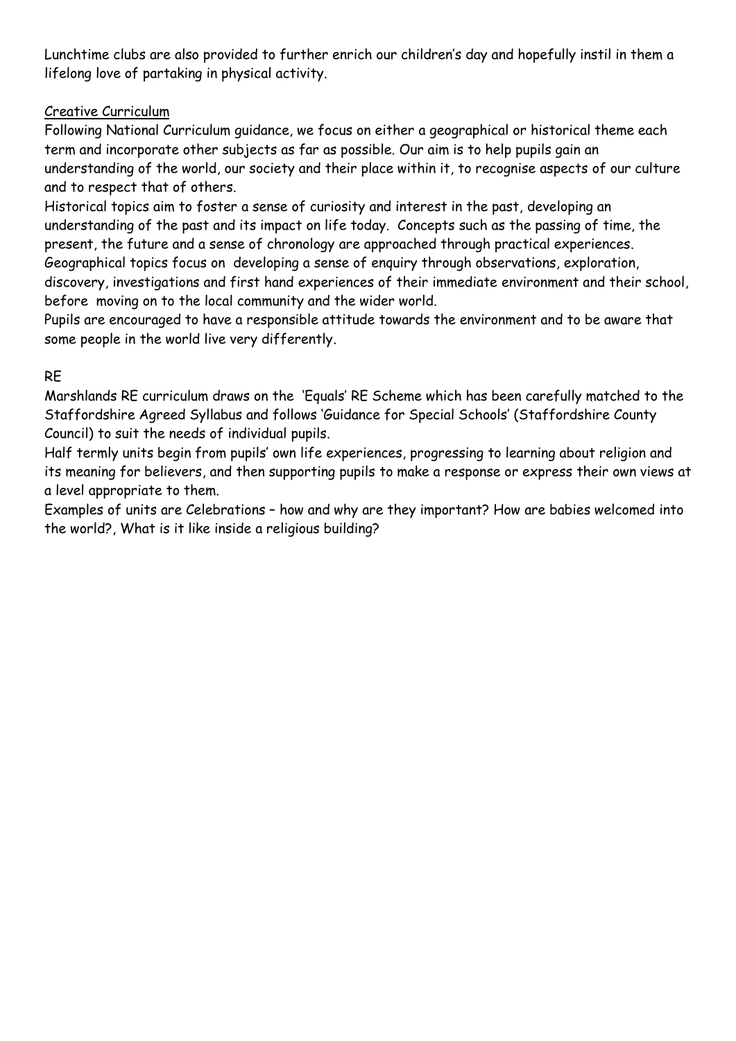Lunchtime clubs are also provided to further enrich our children's day and hopefully instil in them a lifelong love of partaking in physical activity.

## Creative Curriculum

Following National Curriculum guidance, we focus on either a geographical or historical theme each term and incorporate other subjects as far as possible. Our aim is to help pupils gain an understanding of the world, our society and their place within it, to recognise aspects of our culture and to respect that of others.

Historical topics aim to foster a sense of curiosity and interest in the past, developing an understanding of the past and its impact on life today. Concepts such as the passing of time, the present, the future and a sense of chronology are approached through practical experiences.

Geographical topics focus on developing a sense of enquiry through observations, exploration, discovery, investigations and first hand experiences of their immediate environment and their school, before moving on to the local community and the wider world.

Pupils are encouraged to have a responsible attitude towards the environment and to be aware that some people in the world live very differently.

## RE

Marshlands RE curriculum draws on the 'Equals' RE Scheme which has been carefully matched to the Staffordshire Agreed Syllabus and follows 'Guidance for Special Schools' (Staffordshire County Council) to suit the needs of individual pupils.

Half termly units begin from pupils' own life experiences, progressing to learning about religion and its meaning for believers, and then supporting pupils to make a response or express their own views at a level appropriate to them.

Examples of units are Celebrations – how and why are they important? How are babies welcomed into the world?, What is it like inside a religious building?